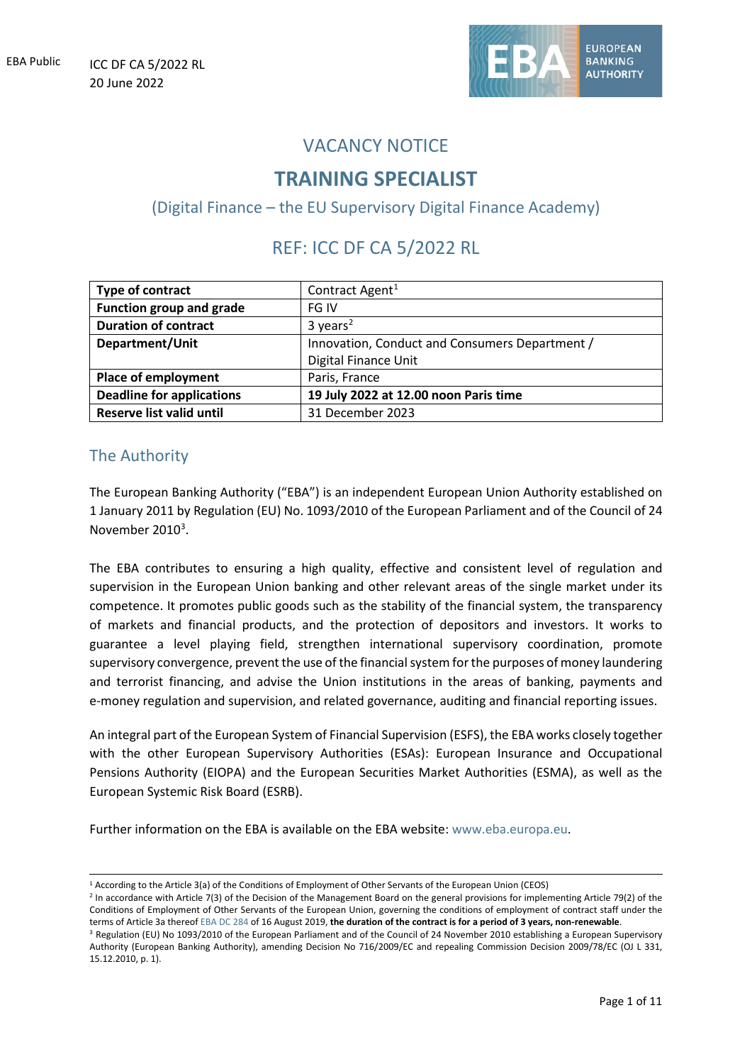EBA Public

ICC DF CA 5/2022 RL
20 June 2022

# VACANCY NOTICE

# TRAINING SPECIALIST

## (Digital Finance – the EU Supervisory Digital Finance Academy)

## REF: ICC DF CA 5/2022 RL

| Type of contract | Contract Agent[1] |
|---|---|
| Function group and grade | FG IV |
| Duration of contract | 3 years[2] |
| Department/Unit | Innovation, Conduct and Consumers Department / Digital Finance Unit |
| Place of employment | Paris, France |
| Deadline for applications | **19 July 2022 at 12.00 noon Paris time** |
| Reserve list valid until | 31 December 2023 |

## The Authority

The European Banking Authority ("EBA") is an independent European Union Authority established on 1 January 2011 by Regulation (EU) No. 1093/2010 of the European Parliament and of the Council of 24 November 2010[3].

The EBA contributes to ensuring a high quality, effective and consistent level of regulation and supervision in the European Union banking and other relevant areas of the single market under its competence. It promotes public goods such as the stability of the financial system, the transparency of markets and financial products, and the protection of depositors and investors. It works to guarantee a level playing field, strengthen international supervisory coordination, promote supervisory convergence, prevent the use of the financial system for the purposes of money laundering and terrorist financing, and advise the Union institutions in the areas of banking, payments and e-money regulation and supervision, and related governance, auditing and financial reporting issues.

An integral part of the European System of Financial Supervision (ESFS), the EBA works closely together with the other European Supervisory Authorities (ESAs): European Insurance and Occupational Pensions Authority (EIOPA) and the European Securities Market Authorities (ESMA), as well as the European Systemic Risk Board (ESRB).

Further information on the EBA is available on the EBA website: www.eba.europa.eu.

---

[1] According to the Article 3(a) of the Conditions of Employment of Other Servants of the European Union (CEOS)

[2] In accordance with Article 7(3) of the Decision of the Management Board on the general provisions for implementing Article 79(2) of the Conditions of Employment of Other Servants of the European Union, governing the conditions of employment of contract staff under the terms of Article 3a thereof EBA DC 284 of 16 August 2019, **the duration of the contract is for a period of 3 years, non-renewable**.

[3] Regulation (EU) No 1093/2010 of the European Parliament and of the Council of 24 November 2010 establishing a European Supervisory Authority (European Banking Authority), amending Decision No 716/2009/EC and repealing Commission Decision 2009/78/EC (OJ L 331, 15.12.2010, p. 1).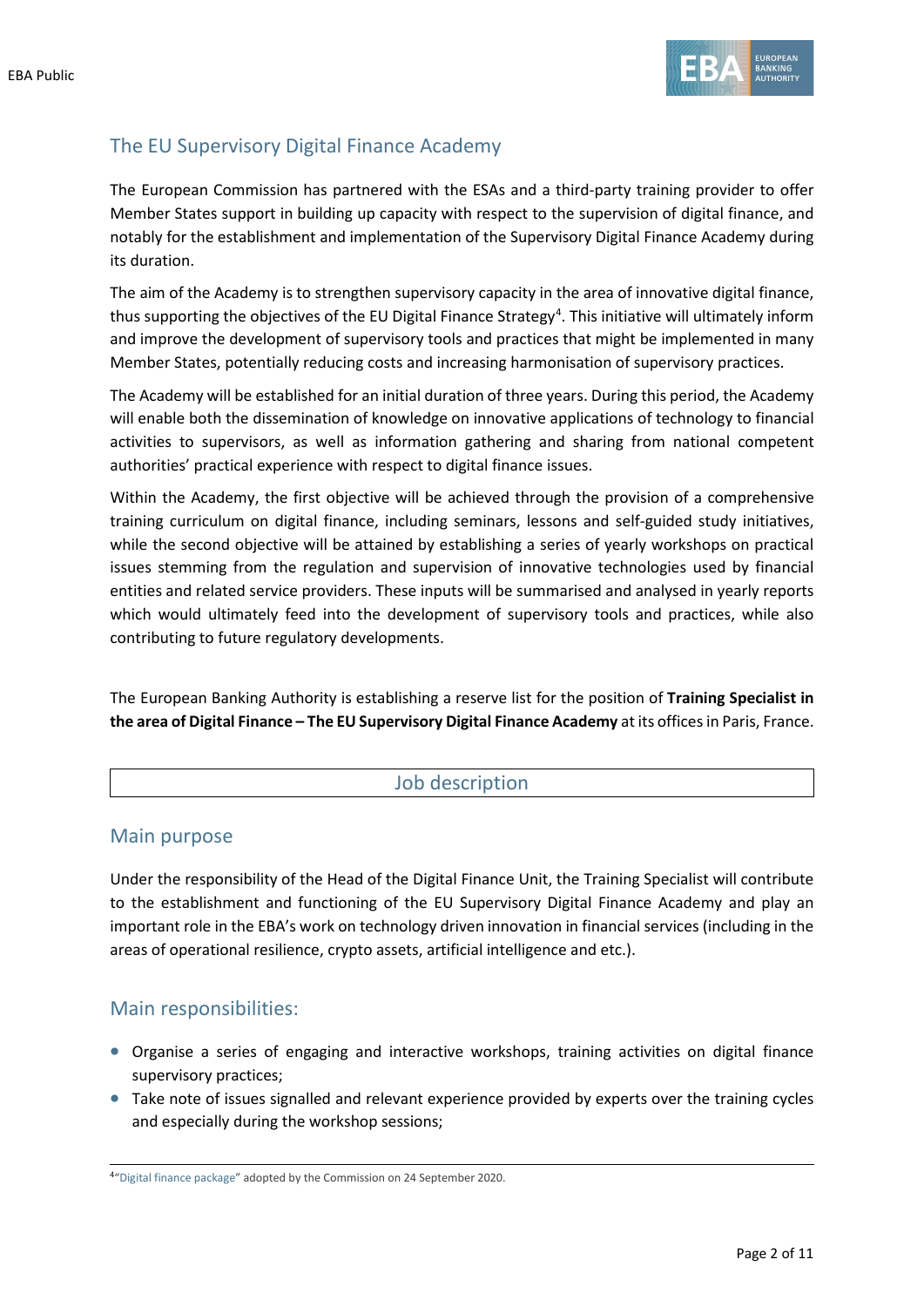## The EU Supervisory Digital Finance Academy

The European Commission has partnered with the ESAs and a third-party training provider to offer Member States support in building up capacity with respect to the supervision of digital finance, and notably for the establishment and implementation of the Supervisory Digital Finance Academy during its duration.

The aim of the Academy is to strengthen supervisory capacity in the area of innovative digital finance, thus supporting the objectives of the EU Digital Finance Strategy[4]. This initiative will ultimately inform and improve the development of supervisory tools and practices that might be implemented in many Member States, potentially reducing costs and increasing harmonisation of supervisory practices.

The Academy will be established for an initial duration of three years. During this period, the Academy will enable both the dissemination of knowledge on innovative applications of technology to financial activities to supervisors, as well as information gathering and sharing from national competent authorities' practical experience with respect to digital finance issues.

Within the Academy, the first objective will be achieved through the provision of a comprehensive training curriculum on digital finance, including seminars, lessons and self-guided study initiatives, while the second objective will be attained by establishing a series of yearly workshops on practical issues stemming from the regulation and supervision of innovative technologies used by financial entities and related service providers. These inputs will be summarised and analysed in yearly reports which would ultimately feed into the development of supervisory tools and practices, while also contributing to future regulatory developments.

The European Banking Authority is establishing a reserve list for the position of **Training Specialist in the area of Digital Finance – The EU Supervisory Digital Finance Academy** at its offices in Paris, France.

## Job description

### Main purpose

Under the responsibility of the Head of the Digital Finance Unit, the Training Specialist will contribute to the establishment and functioning of the EU Supervisory Digital Finance Academy and play an important role in the EBA's work on technology driven innovation in financial services (including in the areas of operational resilience, crypto assets, artificial intelligence and etc.).

### Main responsibilities:

- Organise a series of engaging and interactive workshops, training activities on digital finance supervisory practices;
- Take note of issues signalled and relevant experience provided by experts over the training cycles and especially during the workshop sessions;

[4] "Digital finance package" adopted by the Commission on 24 September 2020.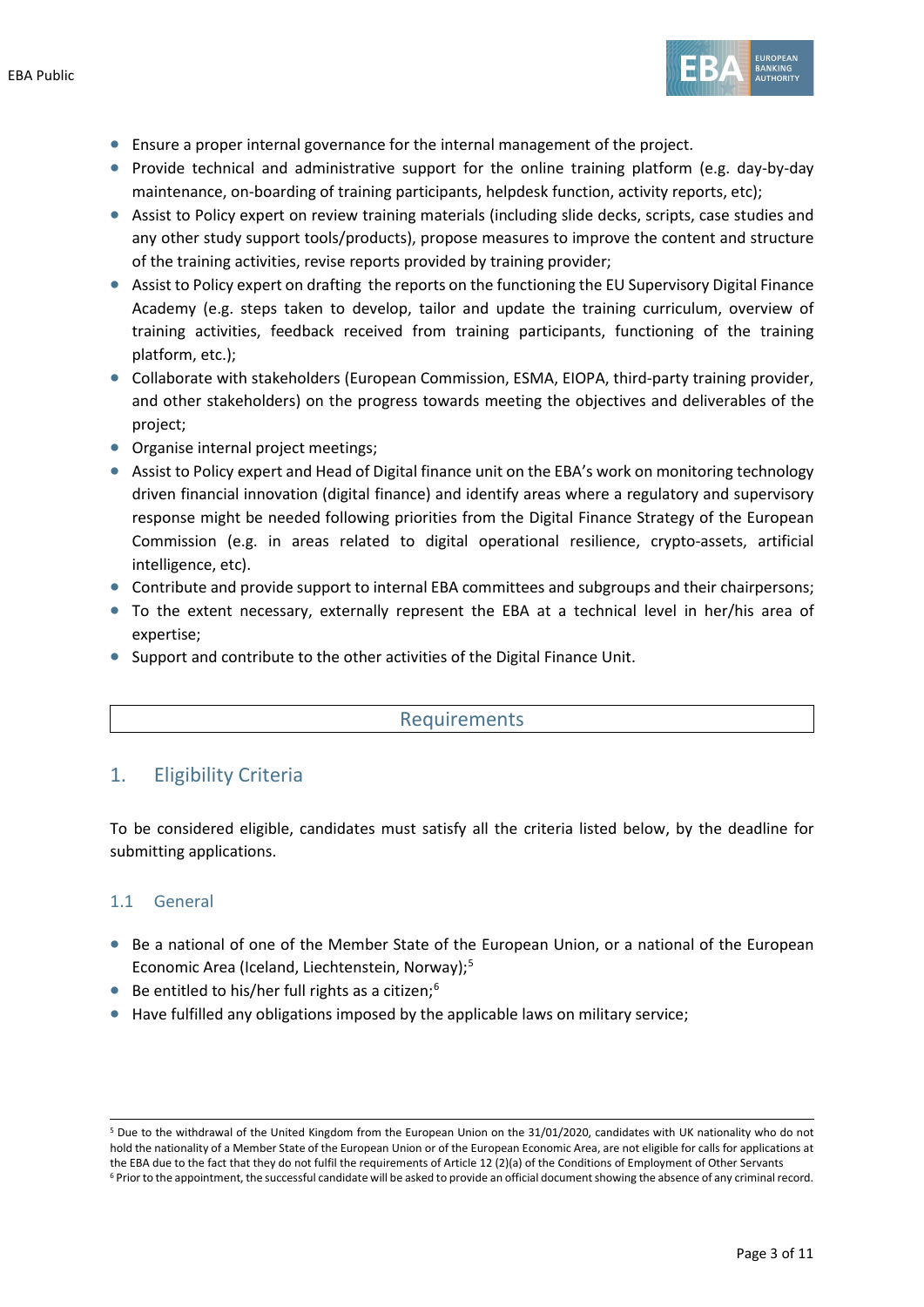- Ensure a proper internal governance for the internal management of the project.
- Provide technical and administrative support for the online training platform (e.g. day-by-day maintenance, on-boarding of training participants, helpdesk function, activity reports, etc);
- Assist to Policy expert on review training materials (including slide decks, scripts, case studies and any other study support tools/products), propose measures to improve the content and structure of the training activities, revise reports provided by training provider;
- Assist to Policy expert on drafting the reports on the functioning the EU Supervisory Digital Finance Academy (e.g. steps taken to develop, tailor and update the training curriculum, overview of training activities, feedback received from training participants, functioning of the training platform, etc.);
- Collaborate with stakeholders (European Commission, ESMA, EIOPA, third-party training provider, and other stakeholders) on the progress towards meeting the objectives and deliverables of the project;
- Organise internal project meetings;
- Assist to Policy expert and Head of Digital finance unit on the EBA's work on monitoring technology driven financial innovation (digital finance) and identify areas where a regulatory and supervisory response might be needed following priorities from the Digital Finance Strategy of the European Commission (e.g. in areas related to digital operational resilience, crypto-assets, artificial intelligence, etc).
- Contribute and provide support to internal EBA committees and subgroups and their chairpersons;
- To the extent necessary, externally represent the EBA at a technical level in her/his area of expertise;
- Support and contribute to the other activities of the Digital Finance Unit.

# Requirements

## 1. Eligibility Criteria

To be considered eligible, candidates must satisfy all the criteria listed below, by the deadline for submitting applications.

### 1.1 General

- Be a national of one of the Member State of the European Union, or a national of the European Economic Area (Iceland, Liechtenstein, Norway);[5]
- Be entitled to his/her full rights as a citizen;[6]
- Have fulfilled any obligations imposed by the applicable laws on military service;

[5] Due to the withdrawal of the United Kingdom from the European Union on the 31/01/2020, candidates with UK nationality who do not hold the nationality of a Member State of the European Union or of the European Economic Area, are not eligible for calls for applications at the EBA due to the fact that they do not fulfil the requirements of Article 12 (2)(a) of the Conditions of Employment of Other Servants

[6] Prior to the appointment, the successful candidate will be asked to provide an official document showing the absence of any criminal record.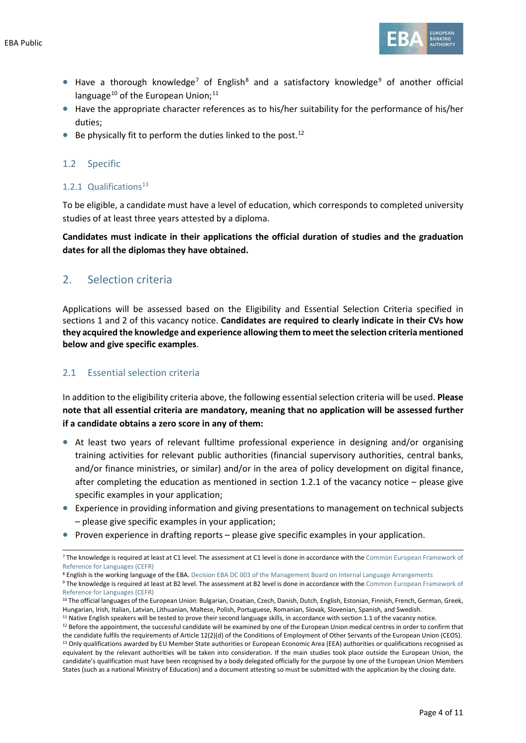- Have a thorough knowledge[7] of English[8] and a satisfactory knowledge[9] of another official language[10] of the European Union;[11]
- Have the appropriate character references as to his/her suitability for the performance of his/her duties;
- Be physically fit to perform the duties linked to the post.[12]

### 1.2 Specific

#### 1.2.1 Qualifications[13]

To be eligible, a candidate must have a level of education, which corresponds to completed university studies of at least three years attested by a diploma.

**Candidates must indicate in their applications the official duration of studies and the graduation dates for all the diplomas they have obtained.**

## 2. Selection criteria

Applications will be assessed based on the Eligibility and Essential Selection Criteria specified in sections 1 and 2 of this vacancy notice. **Candidates are required to clearly indicate in their CVs how they acquired the knowledge and experience allowing them to meet the selection criteria mentioned below and give specific examples**.

### 2.1 Essential selection criteria

In addition to the eligibility criteria above, the following essential selection criteria will be used. **Please note that all essential criteria are mandatory, meaning that no application will be assessed further if a candidate obtains a zero score in any of them:**

- At least two years of relevant fulltime professional experience in designing and/or organising training activities for relevant public authorities (financial supervisory authorities, central banks, and/or finance ministries, or similar) and/or in the area of policy development on digital finance, after completing the education as mentioned in section 1.2.1 of the vacancy notice – please give specific examples in your application;
- Experience in providing information and giving presentations to management on technical subjects – please give specific examples in your application;
- Proven experience in drafting reports – please give specific examples in your application.

---

[7] The knowledge is required at least at C1 level. The assessment at C1 level is done in accordance with the Common European Framework of Reference for Languages (CEFR)

[8] English is the working language of the EBA. Decision EBA DC 003 of the Management Board on Internal Language Arrangements

[9] The knowledge is required at least at B2 level. The assessment at B2 level is done in accordance with the Common European Framework of Reference for Languages (CEFR)

[10] The official languages of the European Union: Bulgarian, Croatian, Czech, Danish, Dutch, English, Estonian, Finnish, French, German, Greek, Hungarian, Irish, Italian, Latvian, Lithuanian, Maltese, Polish, Portuguese, Romanian, Slovak, Slovenian, Spanish, and Swedish.

[11] Native English speakers will be tested to prove their second language skills, in accordance with section 1.1 of the vacancy notice.

[12] Before the appointment, the successful candidate will be examined by one of the European Union medical centres in order to confirm that the candidate fulfils the requirements of Article 12(2)(d) of the Conditions of Employment of Other Servants of the European Union (CEOS).

[13] Only qualifications awarded by EU Member State authorities or European Economic Area (EEA) authorities or qualifications recognised as equivalent by the relevant authorities will be taken into consideration. If the main studies took place outside the European Union, the candidate's qualification must have been recognised by a body delegated officially for the purpose by one of the European Union Members States (such as a national Ministry of Education) and a document attesting so must be submitted with the application by the closing date.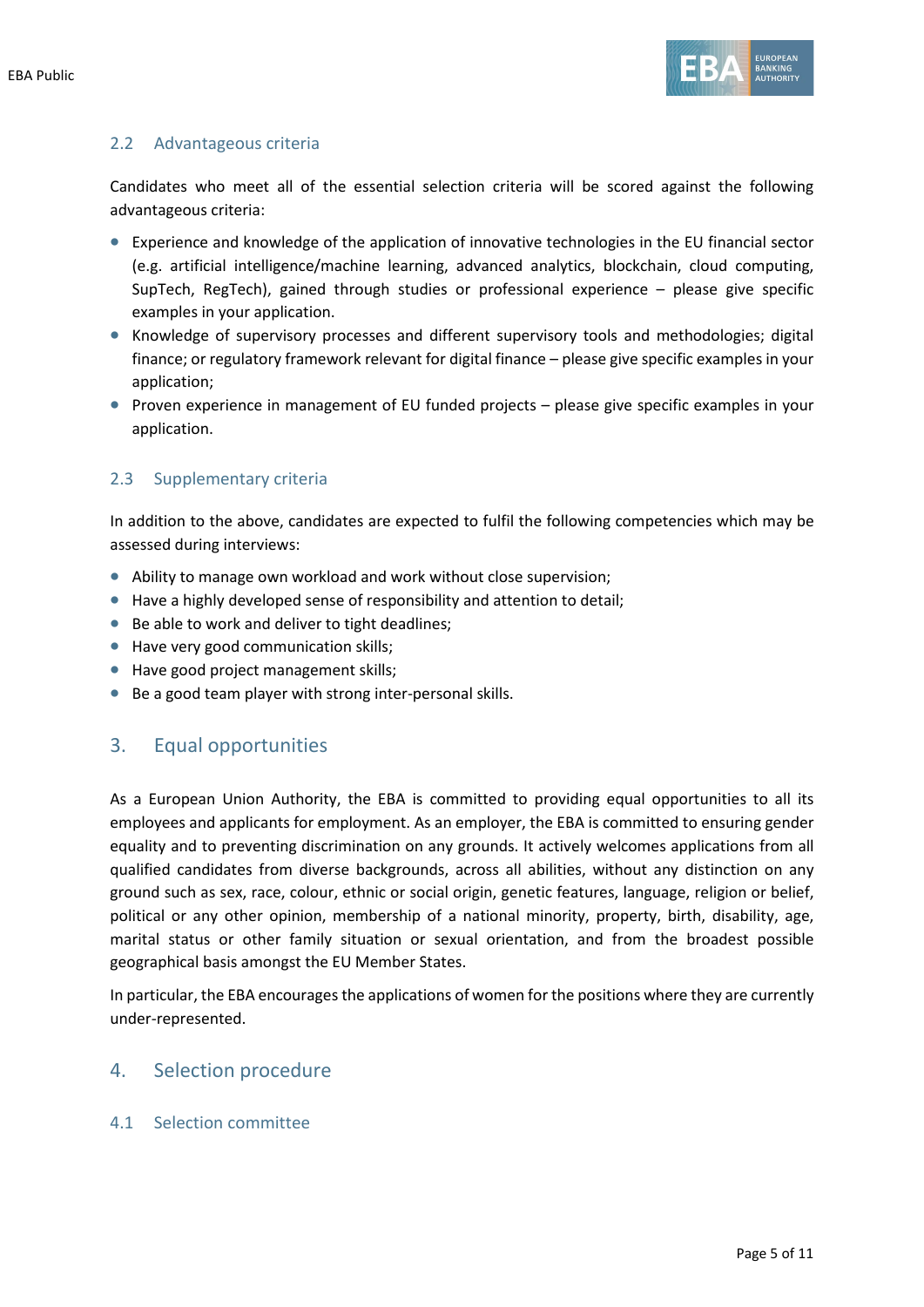### 2.2 Advantageous criteria

Candidates who meet all of the essential selection criteria will be scored against the following advantageous criteria:

- Experience and knowledge of the application of innovative technologies in the EU financial sector (e.g. artificial intelligence/machine learning, advanced analytics, blockchain, cloud computing, SupTech, RegTech), gained through studies or professional experience – please give specific examples in your application.
- Knowledge of supervisory processes and different supervisory tools and methodologies; digital finance; or regulatory framework relevant for digital finance – please give specific examples in your application;
- Proven experience in management of EU funded projects – please give specific examples in your application.

### 2.3 Supplementary criteria

In addition to the above, candidates are expected to fulfil the following competencies which may be assessed during interviews:

- Ability to manage own workload and work without close supervision;
- Have a highly developed sense of responsibility and attention to detail;
- Be able to work and deliver to tight deadlines;
- Have very good communication skills;
- Have good project management skills;
- Be a good team player with strong inter-personal skills.

## 3. Equal opportunities

As a European Union Authority, the EBA is committed to providing equal opportunities to all its employees and applicants for employment. As an employer, the EBA is committed to ensuring gender equality and to preventing discrimination on any grounds. It actively welcomes applications from all qualified candidates from diverse backgrounds, across all abilities, without any distinction on any ground such as sex, race, colour, ethnic or social origin, genetic features, language, religion or belief, political or any other opinion, membership of a national minority, property, birth, disability, age, marital status or other family situation or sexual orientation, and from the broadest possible geographical basis amongst the EU Member States.

In particular, the EBA encourages the applications of women for the positions where they are currently under-represented.

## 4. Selection procedure

### 4.1 Selection committee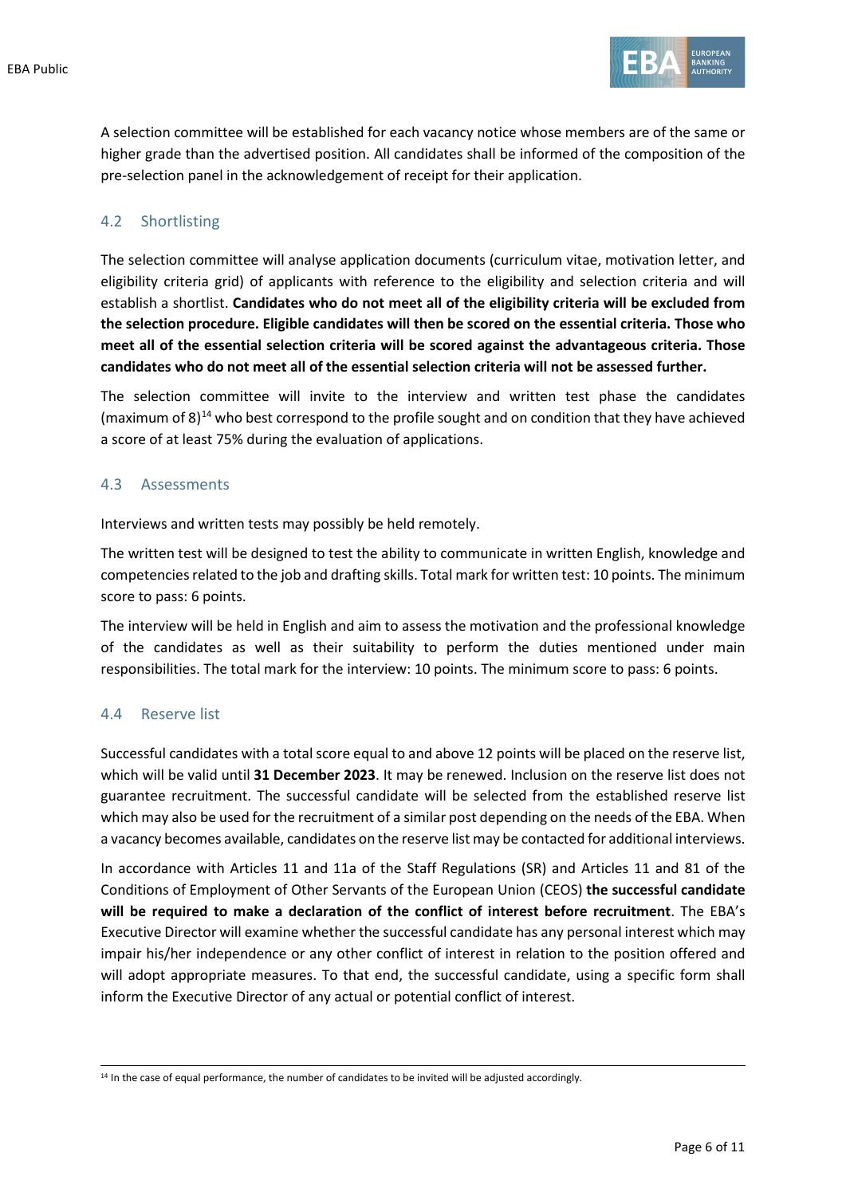A selection committee will be established for each vacancy notice whose members are of the same or higher grade than the advertised position. All candidates shall be informed of the composition of the pre-selection panel in the acknowledgement of receipt for their application.

## 4.2 Shortlisting

The selection committee will analyse application documents (curriculum vitae, motivation letter, and eligibility criteria grid) of applicants with reference to the eligibility and selection criteria and will establish a shortlist. **Candidates who do not meet all of the eligibility criteria will be excluded from the selection procedure. Eligible candidates will then be scored on the essential criteria. Those who meet all of the essential selection criteria will be scored against the advantageous criteria. Those candidates who do not meet all of the essential selection criteria will not be assessed further.**

The selection committee will invite to the interview and written test phase the candidates (maximum of 8)[14] who best correspond to the profile sought and on condition that they have achieved a score of at least 75% during the evaluation of applications.

## 4.3 Assessments

Interviews and written tests may possibly be held remotely.

The written test will be designed to test the ability to communicate in written English, knowledge and competencies related to the job and drafting skills. Total mark for written test: 10 points. The minimum score to pass: 6 points.

The interview will be held in English and aim to assess the motivation and the professional knowledge of the candidates as well as their suitability to perform the duties mentioned under main responsibilities. The total mark for the interview: 10 points. The minimum score to pass: 6 points.

## 4.4 Reserve list

Successful candidates with a total score equal to and above 12 points will be placed on the reserve list, which will be valid until **31 December 2023**. It may be renewed. Inclusion on the reserve list does not guarantee recruitment. The successful candidate will be selected from the established reserve list which may also be used for the recruitment of a similar post depending on the needs of the EBA. When a vacancy becomes available, candidates on the reserve list may be contacted for additional interviews.

In accordance with Articles 11 and 11a of the Staff Regulations (SR) and Articles 11 and 81 of the Conditions of Employment of Other Servants of the European Union (CEOS) **the successful candidate will be required to make a declaration of the conflict of interest before recruitment**. The EBA's Executive Director will examine whether the successful candidate has any personal interest which may impair his/her independence or any other conflict of interest in relation to the position offered and will adopt appropriate measures. To that end, the successful candidate, using a specific form shall inform the Executive Director of any actual or potential conflict of interest.

---

[14] In the case of equal performance, the number of candidates to be invited will be adjusted accordingly.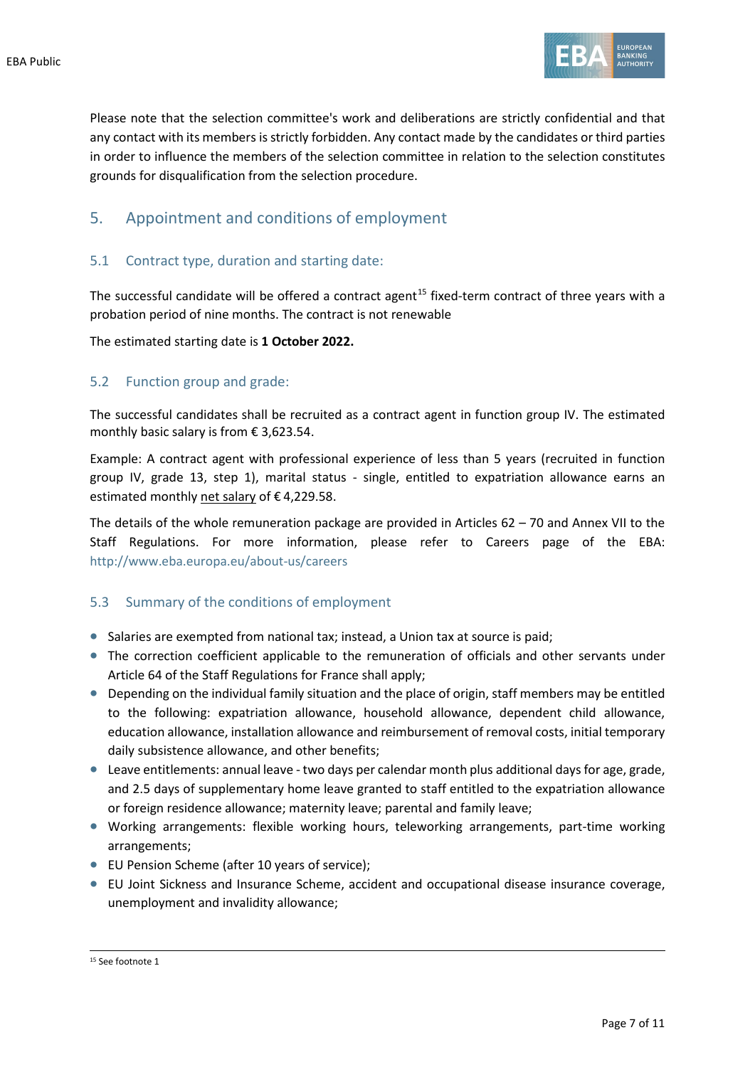Please note that the selection committee's work and deliberations are strictly confidential and that any contact with its members is strictly forbidden. Any contact made by the candidates or third parties in order to influence the members of the selection committee in relation to the selection constitutes grounds for disqualification from the selection procedure.

## 5. Appointment and conditions of employment

### 5.1 Contract type, duration and starting date:

The successful candidate will be offered a contract agent[15] fixed-term contract of three years with a probation period of nine months. The contract is not renewable

The estimated starting date is **1 October 2022.**

### 5.2 Function group and grade:

The successful candidates shall be recruited as a contract agent in function group IV. The estimated monthly basic salary is from € 3,623.54.

Example: A contract agent with professional experience of less than 5 years (recruited in function group IV, grade 13, step 1), marital status - single, entitled to expatriation allowance earns an estimated monthly net salary of € 4,229.58.

The details of the whole remuneration package are provided in Articles 62 – 70 and Annex VII to the Staff Regulations. For more information, please refer to Careers page of the EBA: http://www.eba.europa.eu/about-us/careers

### 5.3 Summary of the conditions of employment

- Salaries are exempted from national tax; instead, a Union tax at source is paid;
- The correction coefficient applicable to the remuneration of officials and other servants under Article 64 of the Staff Regulations for France shall apply;
- Depending on the individual family situation and the place of origin, staff members may be entitled to the following: expatriation allowance, household allowance, dependent child allowance, education allowance, installation allowance and reimbursement of removal costs, initial temporary daily subsistence allowance, and other benefits;
- Leave entitlements: annual leave - two days per calendar month plus additional days for age, grade, and 2.5 days of supplementary home leave granted to staff entitled to the expatriation allowance or foreign residence allowance; maternity leave; parental and family leave;
- Working arrangements: flexible working hours, teleworking arrangements, part-time working arrangements;
- EU Pension Scheme (after 10 years of service);
- EU Joint Sickness and Insurance Scheme, accident and occupational disease insurance coverage, unemployment and invalidity allowance;

[15] See footnote 1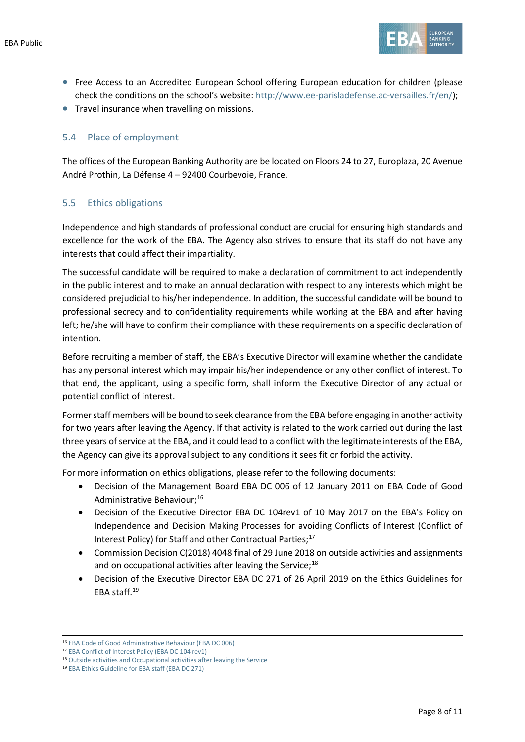- Free Access to an Accredited European School offering European education for children (please check the conditions on the school's website: http://www.ee-parisladefense.ac-versailles.fr/en/);
- Travel insurance when travelling on missions.

## 5.4 Place of employment

The offices of the European Banking Authority are be located on Floors 24 to 27, Europlaza, 20 Avenue André Prothin, La Défense 4 – 92400 Courbevoie, France.

## 5.5 Ethics obligations

Independence and high standards of professional conduct are crucial for ensuring high standards and excellence for the work of the EBA. The Agency also strives to ensure that its staff do not have any interests that could affect their impartiality.

The successful candidate will be required to make a declaration of commitment to act independently in the public interest and to make an annual declaration with respect to any interests which might be considered prejudicial to his/her independence. In addition, the successful candidate will be bound to professional secrecy and to confidentiality requirements while working at the EBA and after having left; he/she will have to confirm their compliance with these requirements on a specific declaration of intention.

Before recruiting a member of staff, the EBA's Executive Director will examine whether the candidate has any personal interest which may impair his/her independence or any other conflict of interest. To that end, the applicant, using a specific form, shall inform the Executive Director of any actual or potential conflict of interest.

Former staff members will be bound to seek clearance from the EBA before engaging in another activity for two years after leaving the Agency. If that activity is related to the work carried out during the last three years of service at the EBA, and it could lead to a conflict with the legitimate interests of the EBA, the Agency can give its approval subject to any conditions it sees fit or forbid the activity.

For more information on ethics obligations, please refer to the following documents:

- Decision of the Management Board EBA DC 006 of 12 January 2011 on EBA Code of Good Administrative Behaviour;[16]
- Decision of the Executive Director EBA DC 104rev1 of 10 May 2017 on the EBA's Policy on Independence and Decision Making Processes for avoiding Conflicts of Interest (Conflict of Interest Policy) for Staff and other Contractual Parties;[17]
- Commission Decision C(2018) 4048 final of 29 June 2018 on outside activities and assignments and on occupational activities after leaving the Service;[18]
- Decision of the Executive Director EBA DC 271 of 26 April 2019 on the Ethics Guidelines for EBA staff.[19]

---

[16] EBA Code of Good Administrative Behaviour (EBA DC 006)

[17] EBA Conflict of Interest Policy (EBA DC 104 rev1)

[18] Outside activities and Occupational activities after leaving the Service

[19] EBA Ethics Guideline for EBA staff (EBA DC 271)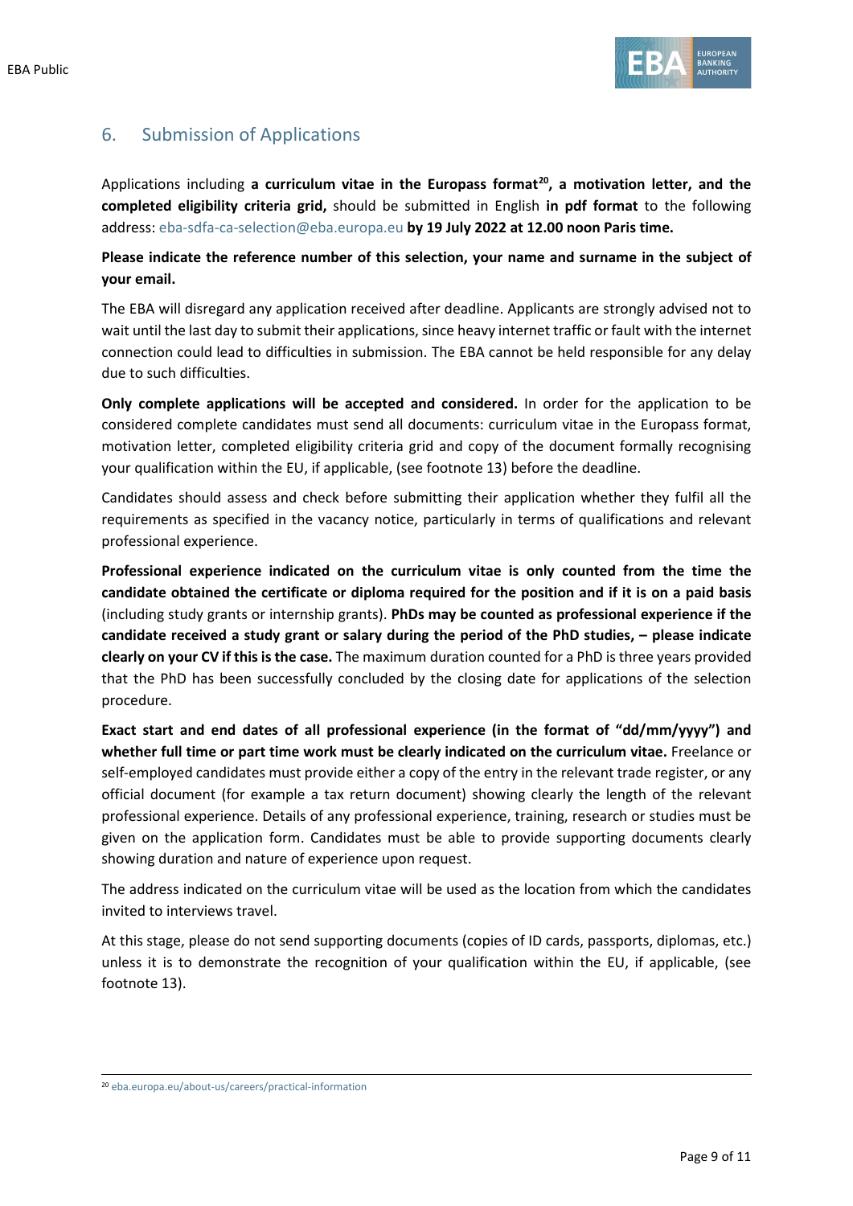## 6. Submission of Applications

Applications including **a curriculum vitae in the Europass format[20], a motivation letter, and the completed eligibility criteria grid,** should be submitted in English **in pdf format** to the following address: eba-sdfa-ca-selection@eba.europa.eu **by 19 July 2022 at 12.00 noon Paris time.**

**Please indicate the reference number of this selection, your name and surname in the subject of your email.**

The EBA will disregard any application received after deadline. Applicants are strongly advised not to wait until the last day to submit their applications, since heavy internet traffic or fault with the internet connection could lead to difficulties in submission. The EBA cannot be held responsible for any delay due to such difficulties.

**Only complete applications will be accepted and considered.** In order for the application to be considered complete candidates must send all documents: curriculum vitae in the Europass format, motivation letter, completed eligibility criteria grid and copy of the document formally recognising your qualification within the EU, if applicable, (see footnote 13) before the deadline.

Candidates should assess and check before submitting their application whether they fulfil all the requirements as specified in the vacancy notice, particularly in terms of qualifications and relevant professional experience.

**Professional experience indicated on the curriculum vitae is only counted from the time the candidate obtained the certificate or diploma required for the position and if it is on a paid basis** (including study grants or internship grants). **PhDs may be counted as professional experience if the candidate received a study grant or salary during the period of the PhD studies, – please indicate clearly on your CV if this is the case.** The maximum duration counted for a PhD is three years provided that the PhD has been successfully concluded by the closing date for applications of the selection procedure.

**Exact start and end dates of all professional experience (in the format of "dd/mm/yyyy") and whether full time or part time work must be clearly indicated on the curriculum vitae.** Freelance or self-employed candidates must provide either a copy of the entry in the relevant trade register, or any official document (for example a tax return document) showing clearly the length of the relevant professional experience. Details of any professional experience, training, research or studies must be given on the application form. Candidates must be able to provide supporting documents clearly showing duration and nature of experience upon request.

The address indicated on the curriculum vitae will be used as the location from which the candidates invited to interviews travel.

At this stage, please do not send supporting documents (copies of ID cards, passports, diplomas, etc.) unless it is to demonstrate the recognition of your qualification within the EU, if applicable, (see footnote 13).

---

[20] eba.europa.eu/about-us/careers/practical-information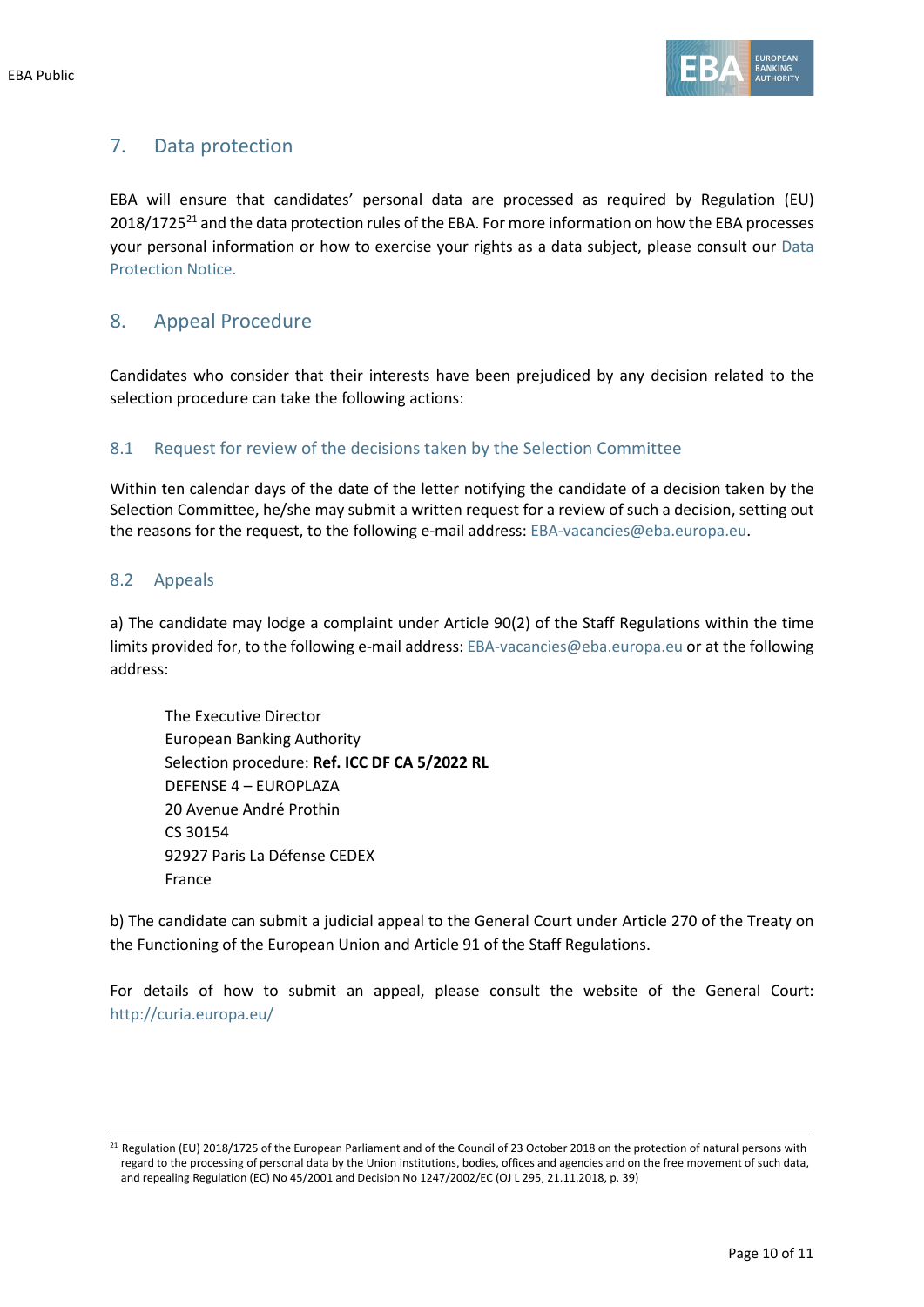## 7. Data protection

EBA will ensure that candidates' personal data are processed as required by Regulation (EU) 2018/1725[21] and the data protection rules of the EBA. For more information on how the EBA processes your personal information or how to exercise your rights as a data subject, please consult our Data Protection Notice.

## 8. Appeal Procedure

Candidates who consider that their interests have been prejudiced by any decision related to the selection procedure can take the following actions:

### 8.1 Request for review of the decisions taken by the Selection Committee

Within ten calendar days of the date of the letter notifying the candidate of a decision taken by the Selection Committee, he/she may submit a written request for a review of such a decision, setting out the reasons for the request, to the following e-mail address: EBA-vacancies@eba.europa.eu.

### 8.2 Appeals

a) The candidate may lodge a complaint under Article 90(2) of the Staff Regulations within the time limits provided for, to the following e-mail address: EBA-vacancies@eba.europa.eu or at the following address:

The Executive Director
European Banking Authority
Selection procedure: **Ref. ICC DF CA 5/2022 RL**
DEFENSE 4 – EUROPLAZA
20 Avenue André Prothin
CS 30154
92927 Paris La Défense CEDEX
France

b) The candidate can submit a judicial appeal to the General Court under Article 270 of the Treaty on the Functioning of the European Union and Article 91 of the Staff Regulations.

For details of how to submit an appeal, please consult the website of the General Court: http://curia.europa.eu/

---

[21] Regulation (EU) 2018/1725 of the European Parliament and of the Council of 23 October 2018 on the protection of natural persons with regard to the processing of personal data by the Union institutions, bodies, offices and agencies and on the free movement of such data, and repealing Regulation (EC) No 45/2001 and Decision No 1247/2002/EC (OJ L 295, 21.11.2018, p. 39)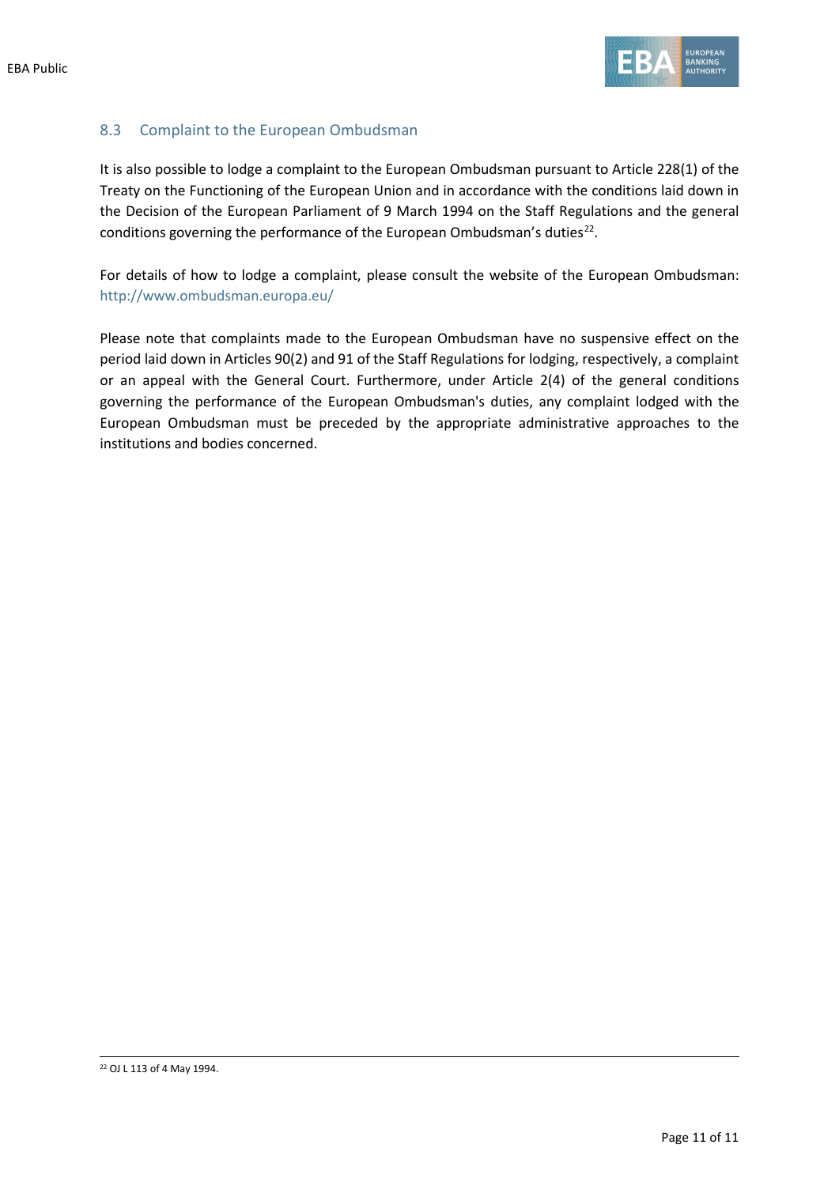### 8.3 Complaint to the European Ombudsman

It is also possible to lodge a complaint to the European Ombudsman pursuant to Article 228(1) of the Treaty on the Functioning of the European Union and in accordance with the conditions laid down in the Decision of the European Parliament of 9 March 1994 on the Staff Regulations and the general conditions governing the performance of the European Ombudsman's duties[22].

For details of how to lodge a complaint, please consult the website of the European Ombudsman: http://www.ombudsman.europa.eu/

Please note that complaints made to the European Ombudsman have no suspensive effect on the period laid down in Articles 90(2) and 91 of the Staff Regulations for lodging, respectively, a complaint or an appeal with the General Court. Furthermore, under Article 2(4) of the general conditions governing the performance of the European Ombudsman's duties, any complaint lodged with the European Ombudsman must be preceded by the appropriate administrative approaches to the institutions and bodies concerned.

[22] OJ L 113 of 4 May 1994.